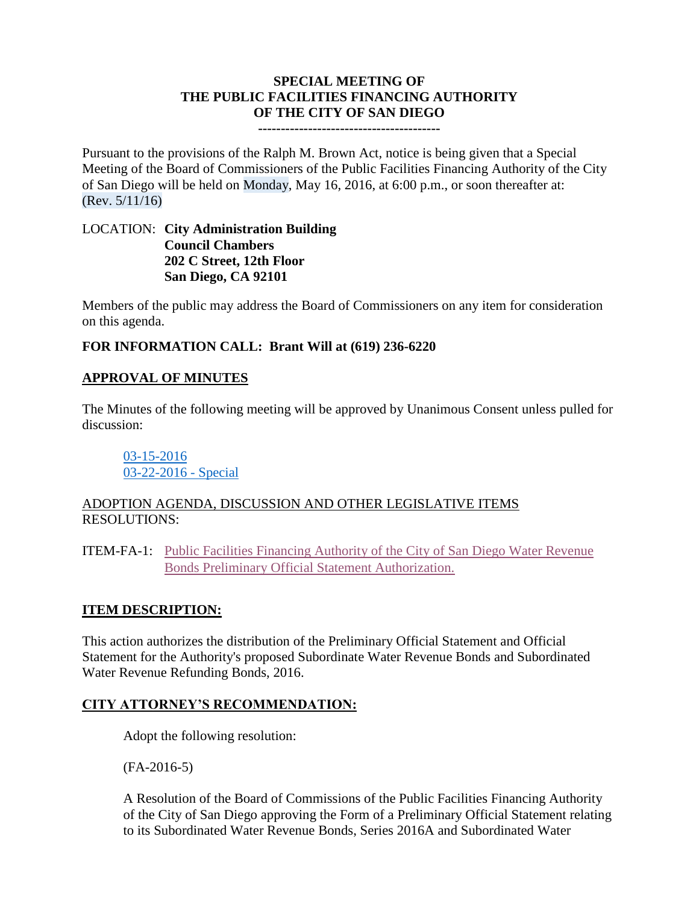**SPECIAL MEETING OF**
**THE PUBLIC FACILITIES FINANCING AUTHORITY**
**OF THE CITY OF SAN DIEGO**
**---------------------------------------**

Pursuant to the provisions of the Ralph M. Brown Act, notice is being given that a Special Meeting of the Board of Commissioners of the Public Facilities Financing Authority of the City of San Diego will be held on Monday, May 16, 2016, at 6:00 p.m., or soon thereafter at: (Rev. 5/11/16)

LOCATION: **City Administration Building**
**Council Chambers**
**202 C Street, 12th Floor**
**San Diego, CA 92101**

Members of the public may address the Board of Commissioners on any item for consideration on this agenda.

**FOR INFORMATION CALL: Brant Will at (619) 236-6220**

**APPROVAL OF MINUTES**

The Minutes of the following meeting will be approved by Unanimous Consent unless pulled for discussion:

03-15-2016
03-22-2016 - Special

ADOPTION AGENDA, DISCUSSION AND OTHER LEGISLATIVE ITEMS
RESOLUTIONS:

ITEM-FA-1: Public Facilities Financing Authority of the City of San Diego Water Revenue Bonds Preliminary Official Statement Authorization.

**ITEM DESCRIPTION:**

This action authorizes the distribution of the Preliminary Official Statement and Official Statement for the Authority's proposed Subordinate Water Revenue Bonds and Subordinated Water Revenue Refunding Bonds, 2016.

**CITY ATTORNEY'S RECOMMENDATION:**

Adopt the following resolution:

(FA-2016-5)

A Resolution of the Board of Commissions of the Public Facilities Financing Authority of the City of San Diego approving the Form of a Preliminary Official Statement relating to its Subordinated Water Revenue Bonds, Series 2016A and Subordinated Water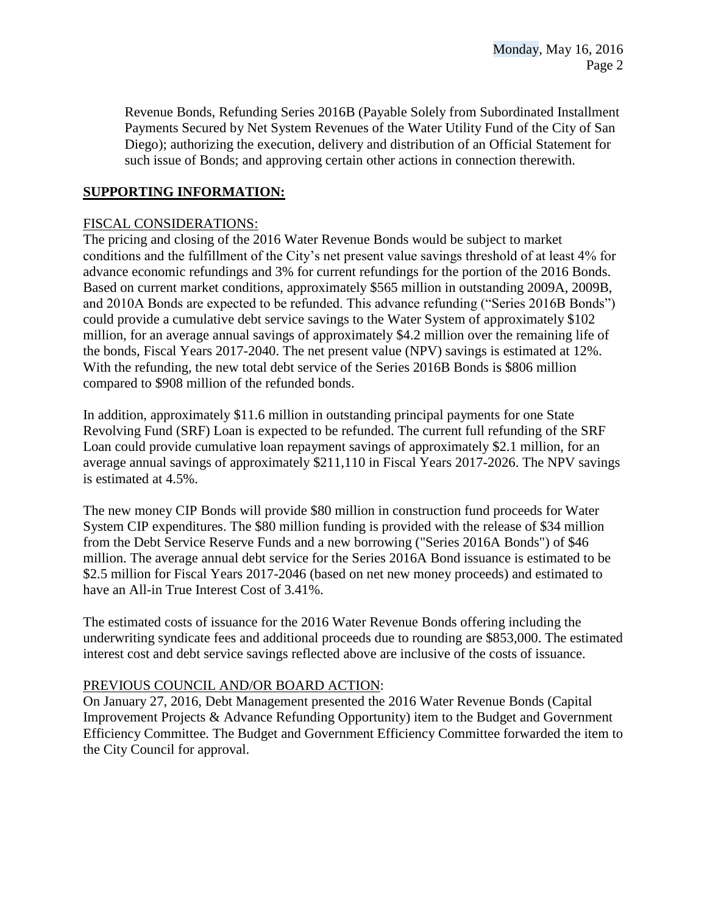Revenue Bonds, Refunding Series 2016B (Payable Solely from Subordinated Installment Payments Secured by Net System Revenues of the Water Utility Fund of the City of San Diego); authorizing the execution, delivery and distribution of an Official Statement for such issue of Bonds; and approving certain other actions in connection therewith.

## SUPPORTING INFORMATION:

FISCAL CONSIDERATIONS:

The pricing and closing of the 2016 Water Revenue Bonds would be subject to market conditions and the fulfillment of the City's net present value savings threshold of at least 4% for advance economic refundings and 3% for current refundings for the portion of the 2016 Bonds. Based on current market conditions, approximately $565 million in outstanding 2009A, 2009B, and 2010A Bonds are expected to be refunded. This advance refunding ("Series 2016B Bonds") could provide a cumulative debt service savings to the Water System of approximately $102 million, for an average annual savings of approximately $4.2 million over the remaining life of the bonds, Fiscal Years 2017-2040. The net present value (NPV) savings is estimated at 12%. With the refunding, the new total debt service of the Series 2016B Bonds is $806 million compared to $908 million of the refunded bonds.

In addition, approximately $11.6 million in outstanding principal payments for one State Revolving Fund (SRF) Loan is expected to be refunded. The current full refunding of the SRF Loan could provide cumulative loan repayment savings of approximately $2.1 million, for an average annual savings of approximately $211,110 in Fiscal Years 2017-2026. The NPV savings is estimated at 4.5%.

The new money CIP Bonds will provide $80 million in construction fund proceeds for Water System CIP expenditures. The $80 million funding is provided with the release of $34 million from the Debt Service Reserve Funds and a new borrowing ("Series 2016A Bonds") of $46 million. The average annual debt service for the Series 2016A Bond issuance is estimated to be $2.5 million for Fiscal Years 2017-2046 (based on net new money proceeds) and estimated to have an All-in True Interest Cost of 3.41%.

The estimated costs of issuance for the 2016 Water Revenue Bonds offering including the underwriting syndicate fees and additional proceeds due to rounding are $853,000. The estimated interest cost and debt service savings reflected above are inclusive of the costs of issuance.

PREVIOUS COUNCIL AND/OR BOARD ACTION:

On January 27, 2016, Debt Management presented the 2016 Water Revenue Bonds (Capital Improvement Projects & Advance Refunding Opportunity) item to the Budget and Government Efficiency Committee. The Budget and Government Efficiency Committee forwarded the item to the City Council for approval.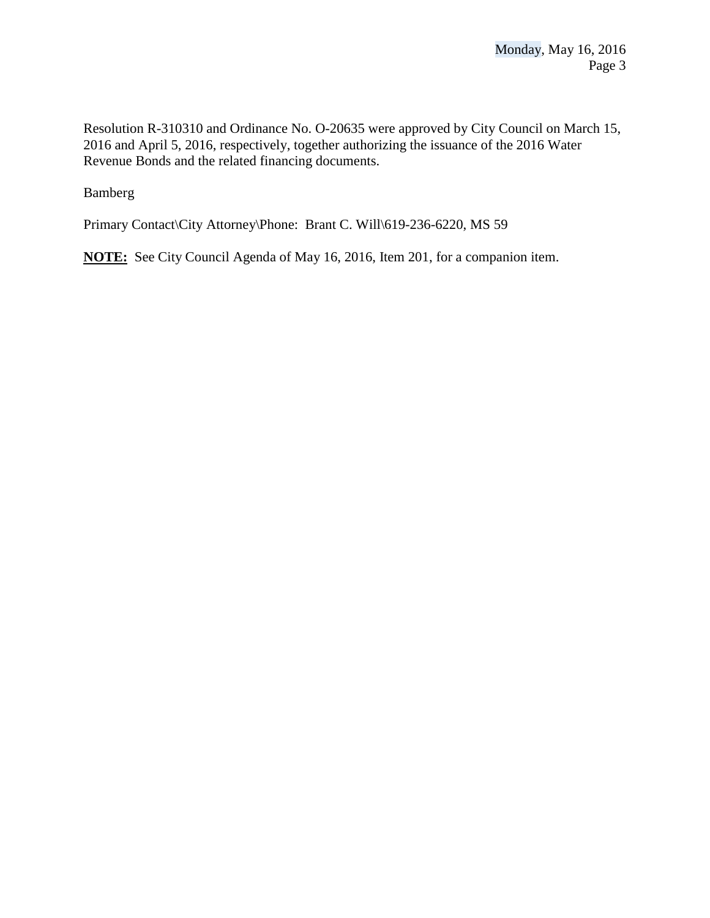Resolution R-310310 and Ordinance No. O-20635 were approved by City Council on March 15, 2016 and April 5, 2016, respectively, together authorizing the issuance of the 2016 Water Revenue Bonds and the related financing documents.

Bamberg

Primary Contact\City Attorney\Phone: Brant C. Will\619-236-6220, MS 59

**NOTE:** See City Council Agenda of May 16, 2016, Item 201, for a companion item.